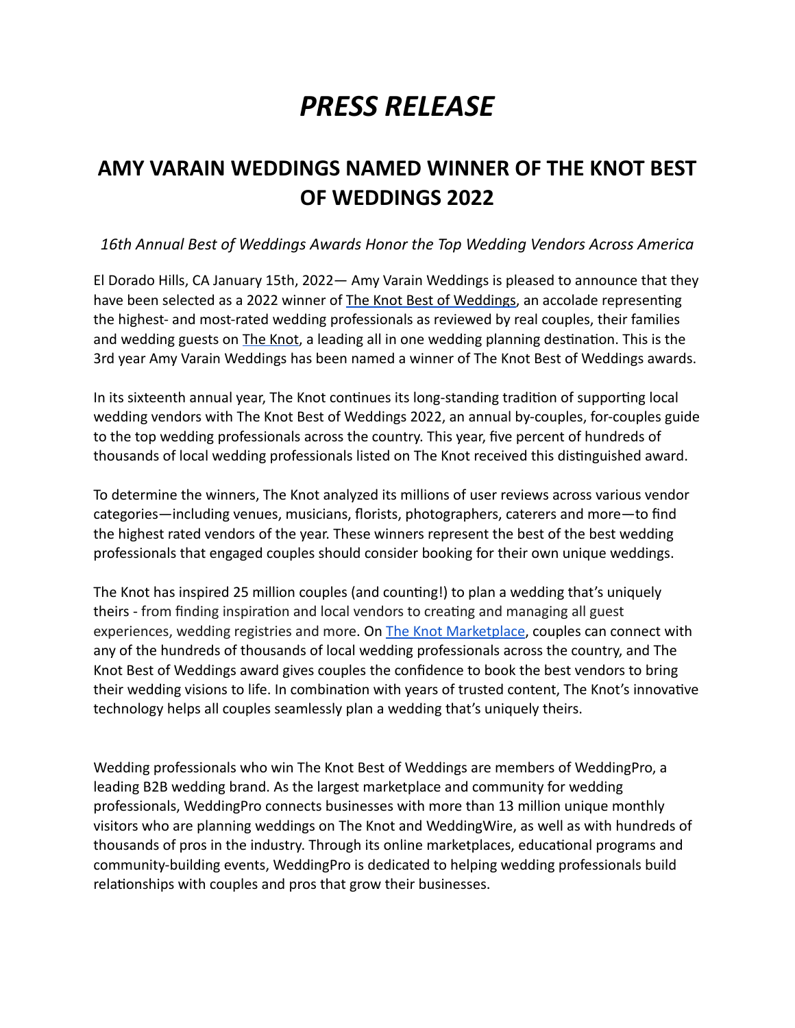# *PRESS RELEASE*

## AMY VARAIN WEDDINGS NAMED WINNER OF THE KNOT BEST OF WEDDINGS 2022

*16th Annual Best of Weddings Awards Honor the Top Wedding Vendors Across America*

El Dorado Hills, CA January 15th, 2022— Amy Varain Weddings is pleased to announce that they have been selected as a 2022 winner of The Knot Best of Weddings, an accolade representing the highest- and most-rated wedding professionals as reviewed by real couples, their families and wedding guests on The Knot, a leading all in one wedding planning destination. This is the 3rd year Amy Varain Weddings has been named a winner of The Knot Best of Weddings awards.

In its sixteenth annual year, The Knot continues its long-standing tradition of supporting local wedding vendors with The Knot Best of Weddings 2022, an annual by-couples, for-couples guide to the top wedding professionals across the country. This year, five percent of hundreds of thousands of local wedding professionals listed on The Knot received this distinguished award.

To determine the winners, The Knot analyzed its millions of user reviews across various vendor categories—including venues, musicians, florists, photographers, caterers and more—to find the highest rated vendors of the year. These winners represent the best of the best wedding professionals that engaged couples should consider booking for their own unique weddings.

The Knot has inspired 25 million couples (and counting!) to plan a wedding that's uniquely theirs - from finding inspiration and local vendors to creating and managing all guest experiences, wedding registries and more. On The Knot Marketplace, couples can connect with any of the hundreds of thousands of local wedding professionals across the country, and The Knot Best of Weddings award gives couples the confidence to book the best vendors to bring their wedding visions to life. In combination with years of trusted content, The Knot's innovative technology helps all couples seamlessly plan a wedding that's uniquely theirs.

Wedding professionals who win The Knot Best of Weddings are members of WeddingPro, a leading B2B wedding brand. As the largest marketplace and community for wedding professionals, WeddingPro connects businesses with more than 13 million unique monthly visitors who are planning weddings on The Knot and WeddingWire, as well as with hundreds of thousands of pros in the industry. Through its online marketplaces, educational programs and community-building events, WeddingPro is dedicated to helping wedding professionals build relationships with couples and pros that grow their businesses.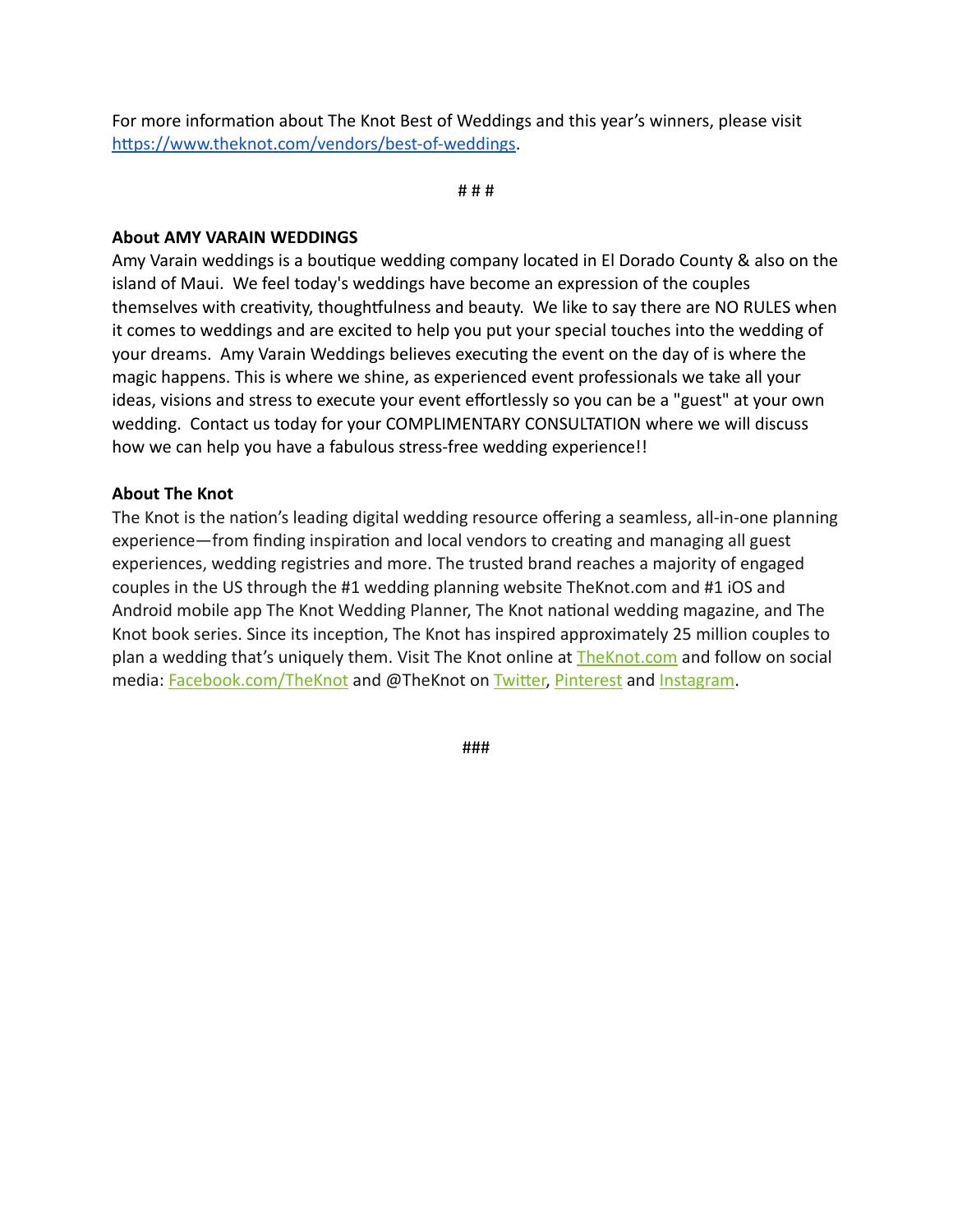For more information about The Knot Best of Weddings and this year's winners, please visit [https://www.theknot.com/vendors/best-of-weddings](https://www.theknot.com/vendors/best-of-weddings).

# # #

**About AMY VARAIN WEDDINGS**

Amy Varain weddings is a boutique wedding company located in El Dorado County & also on the island of Maui. We feel today's weddings have become an expression of the couples themselves with creativity, thoughtfulness and beauty. We like to say there are NO RULES when it comes to weddings and are excited to help you put your special touches into the wedding of your dreams. Amy Varain Weddings believes executing the event on the day of is where the magic happens. This is where we shine, as experienced event professionals we take all your ideas, visions and stress to execute your event effortlessly so you can be a "guest" at your own wedding. Contact us today for your COMPLIMENTARY CONSULTATION where we will discuss how we can help you have a fabulous stress-free wedding experience!!

**About The Knot**

The Knot is the nation's leading digital wedding resource offering a seamless, all-in-one planning experience—from finding inspiration and local vendors to creating and managing all guest experiences, wedding registries and more. The trusted brand reaches a majority of engaged couples in the US through the #1 wedding planning website TheKnot.com and #1 iOS and Android mobile app The Knot Wedding Planner, The Knot national wedding magazine, and The Knot book series. Since its inception, The Knot has inspired approximately 25 million couples to plan a wedding that's uniquely them. Visit The Knot online at TheKnot.com and follow on social media: Facebook.com/TheKnot and @TheKnot on Twitter, Pinterest and Instagram.

###